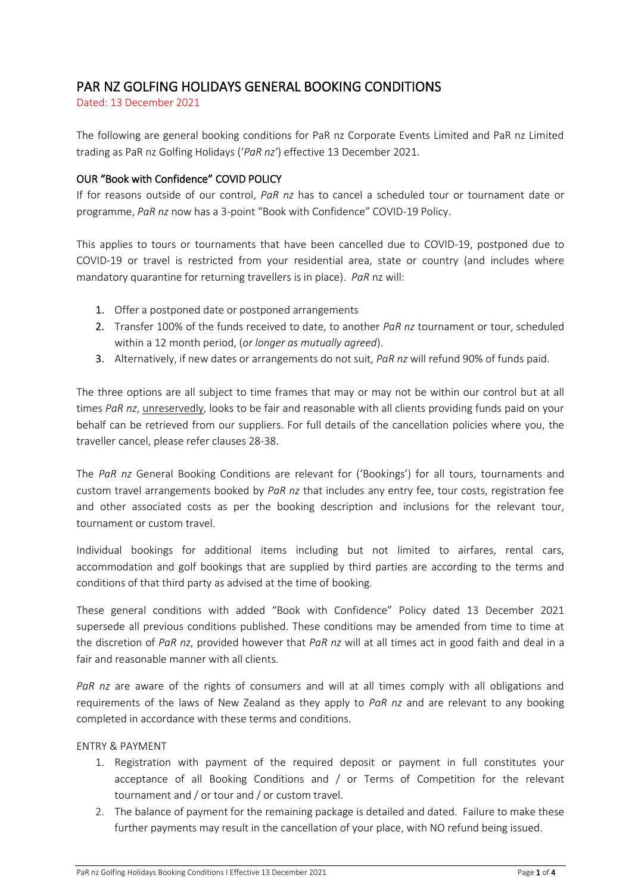# PAR NZ GOLFING HOLIDAYS GENERAL BOOKING CONDITIONS

Dated: 13 December 2021

The following are general booking conditions for PaR nz Corporate Events Limited and PaR nz Limited trading as PaR nz Golfing Holidays ('*PaR nz*') effective 13 December 2021.

## OUR "Book with Confidence" COVID POLICY

If for reasons outside of our control, *PaR nz* has to cancel a scheduled tour or tournament date or programme, *PaR nz* now has a 3-point "Book with Confidence" COVID-19 Policy.

This applies to tours or tournaments that have been cancelled due to COVID-19, postponed due to COVID-19 or travel is restricted from your residential area, state or country (and includes where mandatory quarantine for returning travellers is in place). *PaR* nz will:

1. Offer a postponed date or postponed arrangements
2. Transfer 100% of the funds received to date, to another *PaR nz* tournament or tour, scheduled within a 12 month period, (*or longer as mutually agreed*).
3. Alternatively, if new dates or arrangements do not suit, *PaR nz* will refund 90% of funds paid.

The three options are all subject to time frames that may or may not be within our control but at all times *PaR nz*, <u>unreservedly</u>, looks to be fair and reasonable with all clients providing funds paid on your behalf can be retrieved from our suppliers. For full details of the cancellation policies where you, the traveller cancel, please refer clauses 28-38.

The *PaR nz* General Booking Conditions are relevant for ('Bookings') for all tours, tournaments and custom travel arrangements booked by *PaR nz* that includes any entry fee, tour costs, registration fee and other associated costs as per the booking description and inclusions for the relevant tour, tournament or custom travel.

Individual bookings for additional items including but not limited to airfares, rental cars, accommodation and golf bookings that are supplied by third parties are according to the terms and conditions of that third party as advised at the time of booking.

These general conditions with added "Book with Confidence" Policy dated 13 December 2021 supersede all previous conditions published. These conditions may be amended from time to time at the discretion of *PaR nz*, provided however that *PaR nz* will at all times act in good faith and deal in a fair and reasonable manner with all clients.

*PaR nz* are aware of the rights of consumers and will at all times comply with all obligations and requirements of the laws of New Zealand as they apply to *PaR nz* and are relevant to any booking completed in accordance with these terms and conditions.

ENTRY & PAYMENT

1. Registration with payment of the required deposit or payment in full constitutes your acceptance of all Booking Conditions and / or Terms of Competition for the relevant tournament and / or tour and / or custom travel.
2. The balance of payment for the remaining package is detailed and dated. Failure to make these further payments may result in the cancellation of your place, with NO refund being issued.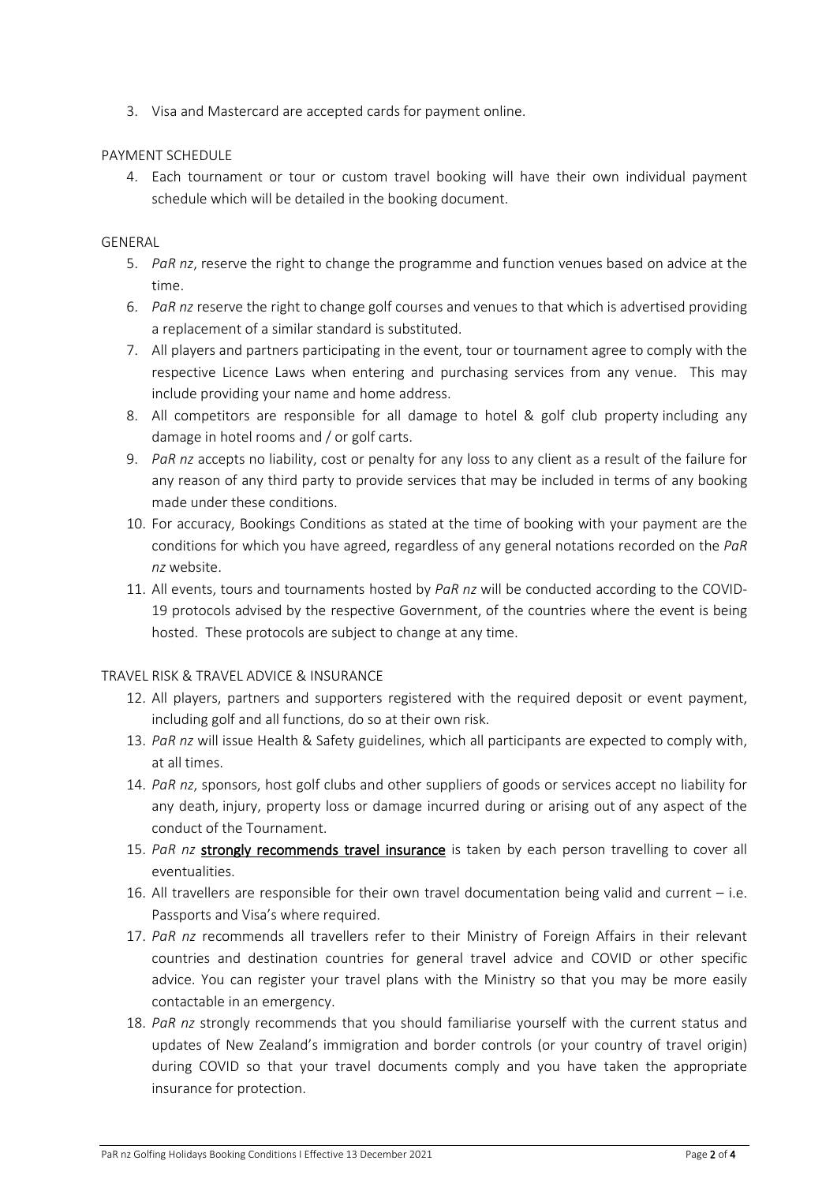3. Visa and Mastercard are accepted cards for payment online.

PAYMENT SCHEDULE

4. Each tournament or tour or custom travel booking will have their own individual payment schedule which will be detailed in the booking document.

GENERAL

5. *PaR nz*, reserve the right to change the programme and function venues based on advice at the time.
6. *PaR nz* reserve the right to change golf courses and venues to that which is advertised providing a replacement of a similar standard is substituted.
7. All players and partners participating in the event, tour or tournament agree to comply with the respective Licence Laws when entering and purchasing services from any venue. This may include providing your name and home address.
8. All competitors are responsible for all damage to hotel & golf club property including any damage in hotel rooms and / or golf carts.
9. *PaR nz* accepts no liability, cost or penalty for any loss to any client as a result of the failure for any reason of any third party to provide services that may be included in terms of any booking made under these conditions.
10. For accuracy, Bookings Conditions as stated at the time of booking with your payment are the conditions for which you have agreed, regardless of any general notations recorded on the *PaR nz* website.
11. All events, tours and tournaments hosted by *PaR nz* will be conducted according to the COVID-19 protocols advised by the respective Government, of the countries where the event is being hosted. These protocols are subject to change at any time.

TRAVEL RISK & TRAVEL ADVICE & INSURANCE

12. All players, partners and supporters registered with the required deposit or event payment, including golf and all functions, do so at their own risk.
13. *PaR nz* will issue Health & Safety guidelines, which all participants are expected to comply with, at all times.
14. *PaR nz*, sponsors, host golf clubs and other suppliers of goods or services accept no liability for any death, injury, property loss or damage incurred during or arising out of any aspect of the conduct of the Tournament.
15. *PaR nz* **strongly recommends travel insurance** is taken by each person travelling to cover all eventualities.
16. All travellers are responsible for their own travel documentation being valid and current – i.e. Passports and Visa's where required.
17. *PaR nz* recommends all travellers refer to their Ministry of Foreign Affairs in their relevant countries and destination countries for general travel advice and COVID or other specific advice. You can register your travel plans with the Ministry so that you may be more easily contactable in an emergency.
18. *PaR nz* strongly recommends that you should familiarise yourself with the current status and updates of New Zealand's immigration and border controls (or your country of travel origin) during COVID so that your travel documents comply and you have taken the appropriate insurance for protection.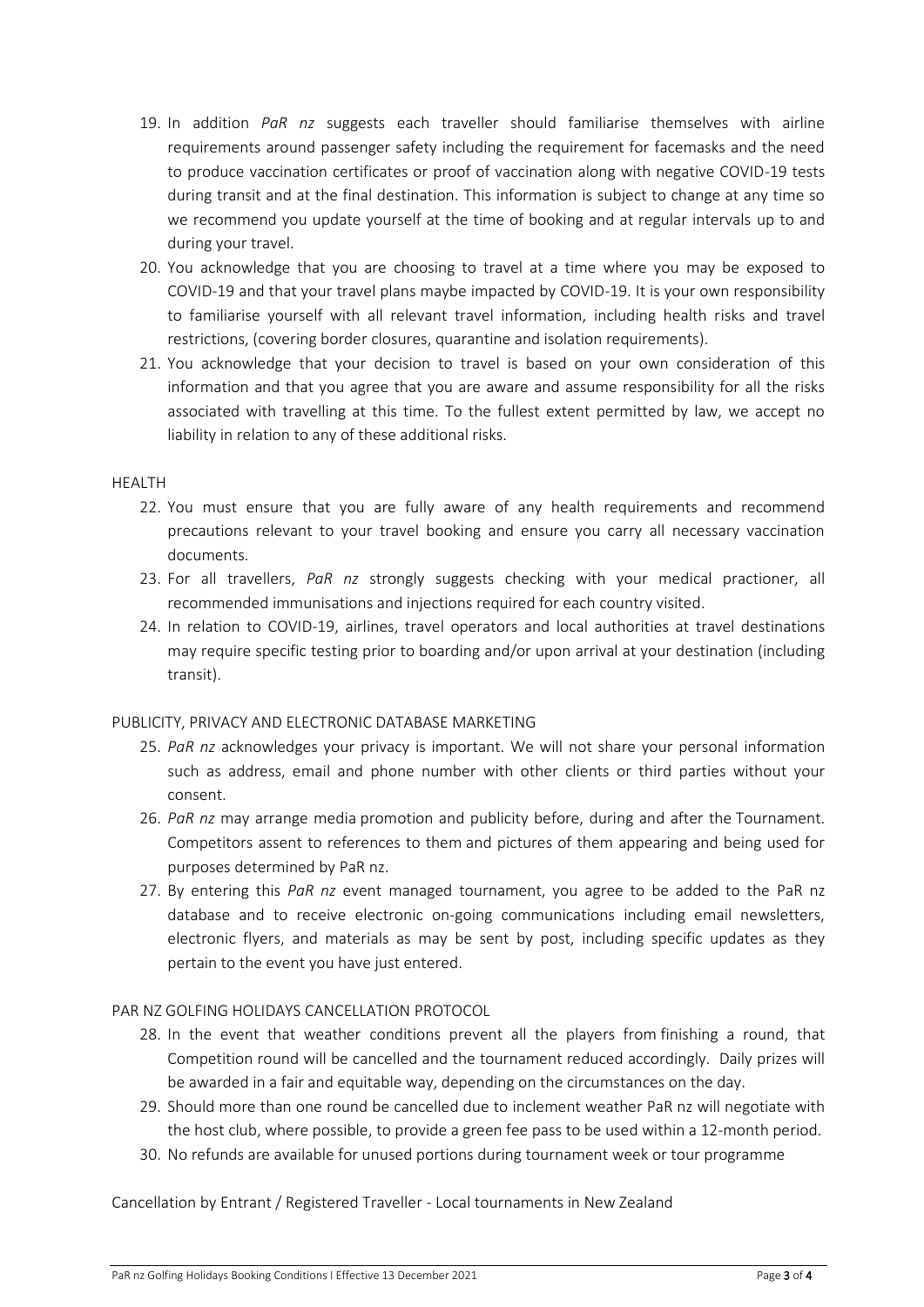19. In addition *PaR nz* suggests each traveller should familiarise themselves with airline requirements around passenger safety including the requirement for facemasks and the need to produce vaccination certificates or proof of vaccination along with negative COVID-19 tests during transit and at the final destination. This information is subject to change at any time so we recommend you update yourself at the time of booking and at regular intervals up to and during your travel.
20. You acknowledge that you are choosing to travel at a time where you may be exposed to COVID-19 and that your travel plans maybe impacted by COVID-19. It is your own responsibility to familiarise yourself with all relevant travel information, including health risks and travel restrictions, (covering border closures, quarantine and isolation requirements).
21. You acknowledge that your decision to travel is based on your own consideration of this information and that you agree that you are aware and assume responsibility for all the risks associated with travelling at this time. To the fullest extent permitted by law, we accept no liability in relation to any of these additional risks.

HEALTH

22. You must ensure that you are fully aware of any health requirements and recommend precautions relevant to your travel booking and ensure you carry all necessary vaccination documents.
23. For all travellers, *PaR nz* strongly suggests checking with your medical practioner, all recommended immunisations and injections required for each country visited.
24. In relation to COVID-19, airlines, travel operators and local authorities at travel destinations may require specific testing prior to boarding and/or upon arrival at your destination (including transit).

PUBLICITY, PRIVACY AND ELECTRONIC DATABASE MARKETING

25. *PaR nz* acknowledges your privacy is important. We will not share your personal information such as address, email and phone number with other clients or third parties without your consent.
26. *PaR nz* may arrange media promotion and publicity before, during and after the Tournament. Competitors assent to references to them and pictures of them appearing and being used for purposes determined by PaR nz.
27. By entering this *PaR nz* event managed tournament, you agree to be added to the PaR nz database and to receive electronic on-going communications including email newsletters, electronic flyers, and materials as may be sent by post, including specific updates as they pertain to the event you have just entered.

PAR NZ GOLFING HOLIDAYS CANCELLATION PROTOCOL

28. In the event that weather conditions prevent all the players from finishing a round, that Competition round will be cancelled and the tournament reduced accordingly. Daily prizes will be awarded in a fair and equitable way, depending on the circumstances on the day.
29. Should more than one round be cancelled due to inclement weather PaR nz will negotiate with the host club, where possible, to provide a green fee pass to be used within a 12-month period.
30. No refunds are available for unused portions during tournament week or tour programme

Cancellation by Entrant / Registered Traveller - Local tournaments in New Zealand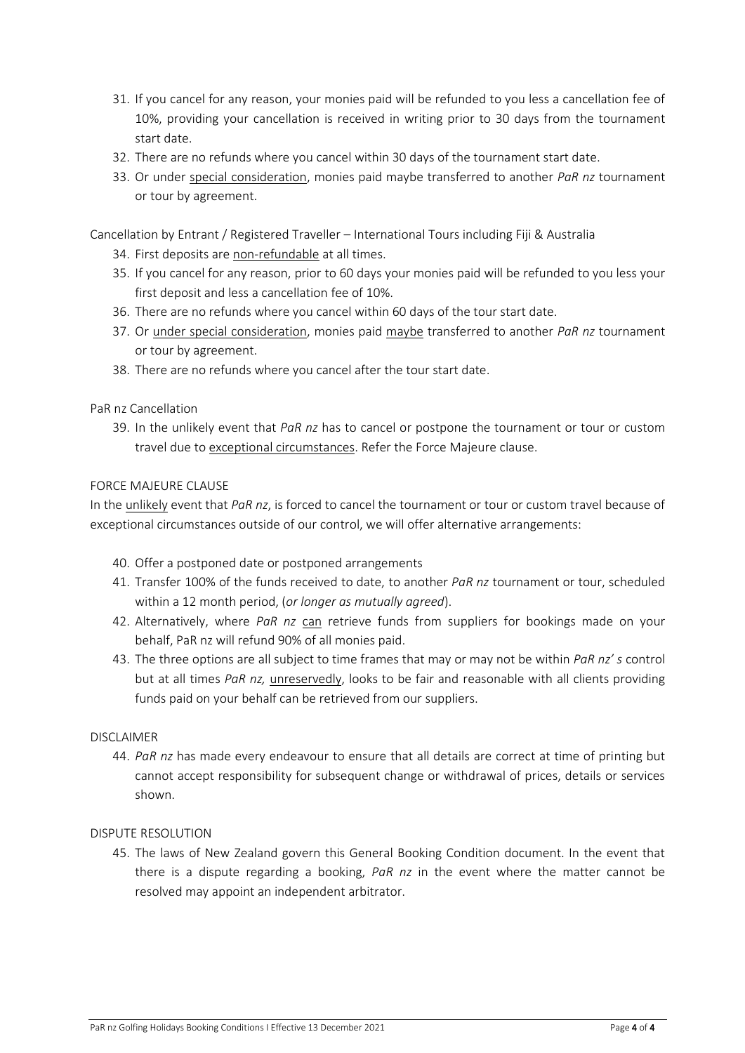31. If you cancel for any reason, your monies paid will be refunded to you less a cancellation fee of 10%, providing your cancellation is received in writing prior to 30 days from the tournament start date.
32. There are no refunds where you cancel within 30 days of the tournament start date.
33. Or under special consideration, monies paid maybe transferred to another *PaR nz* tournament or tour by agreement.

Cancellation by Entrant / Registered Traveller – International Tours including Fiji & Australia

34. First deposits are non-refundable at all times.
35. If you cancel for any reason, prior to 60 days your monies paid will be refunded to you less your first deposit and less a cancellation fee of 10%.
36. There are no refunds where you cancel within 60 days of the tour start date.
37. Or under special consideration, monies paid maybe transferred to another *PaR nz* tournament or tour by agreement.
38. There are no refunds where you cancel after the tour start date.

PaR nz Cancellation

39. In the unlikely event that *PaR nz* has to cancel or postpone the tournament or tour or custom travel due to exceptional circumstances. Refer the Force Majeure clause.

FORCE MAJEURE CLAUSE

In the unlikely event that *PaR nz*, is forced to cancel the tournament or tour or custom travel because of exceptional circumstances outside of our control, we will offer alternative arrangements:

40. Offer a postponed date or postponed arrangements
41. Transfer 100% of the funds received to date, to another *PaR nz* tournament or tour, scheduled within a 12 month period, (*or longer as mutually agreed*).
42. Alternatively, where *PaR nz* can retrieve funds from suppliers for bookings made on your behalf, PaR nz will refund 90% of all monies paid.
43. The three options are all subject to time frames that may or may not be within *PaR nz' s* control but at all times *PaR nz,* unreservedly, looks to be fair and reasonable with all clients providing funds paid on your behalf can be retrieved from our suppliers.

DISCLAIMER

44. *PaR nz* has made every endeavour to ensure that all details are correct at time of printing but cannot accept responsibility for subsequent change or withdrawal of prices, details or services shown.

DISPUTE RESOLUTION

45. The laws of New Zealand govern this General Booking Condition document. In the event that there is a dispute regarding a booking, *PaR nz* in the event where the matter cannot be resolved may appoint an independent arbitrator.